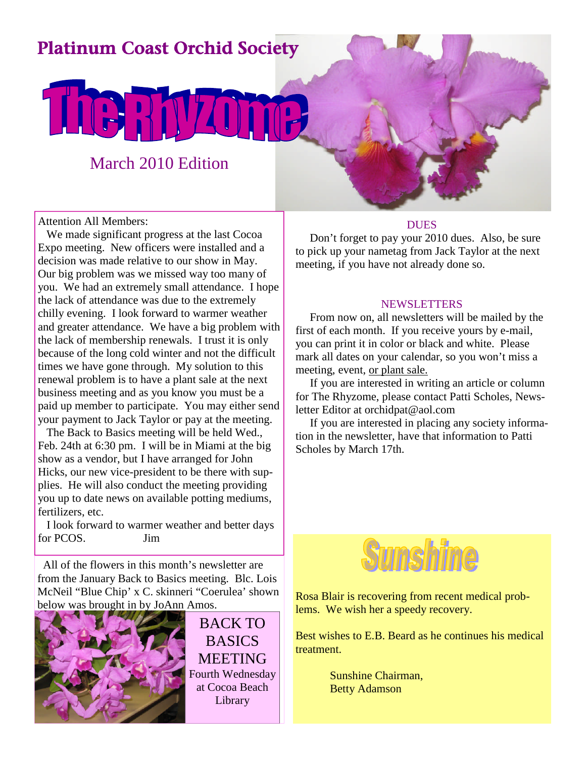# Platinum Coast Orchid Society

# The Rhyzome

## March 2010 Edition

Attention All Members:

We made significant progress at the last Cocoa Expo meeting. New officers were installed and a decision was made relative to our show in May. Our big problem was we missed way too many of you. We had an extremely small attendance. I hope the lack of attendance was due to the extremely chilly evening. I look forward to warmer weather and greater attendance. We have a big problem with the lack of membership renewals. I trust it is only because of the long cold winter and not the difficult times we have gone through. My solution to this renewal problem is to have a plant sale at the next business meeting and as you know you must be a paid up member to participate. You may either send your payment to Jack Taylor or pay at the meeting.

The Back to Basics meeting will be held Wed., Feb. 24th at 6:30 pm. I will be in Miami at the big show as a vendor, but I have arranged for John Hicks, our new vice-president to be there with supplies. He will also conduct the meeting providing you up to date news on available potting mediums, fertilizers, etc.

I look forward to warmer weather and better days for PCOS. Jim

All of the flowers in this month's newsletter are from the January Back to Basics meeting. Blc. Lois McNeil "Blue Chip' x C. skinneri "Coerulea' shown below was brought in by JoAnn Amos.

**BACK TO BASICS MEETING**
Fourth Wednesday at Cocoa Beach Library

### DUES

Don't forget to pay your 2010 dues. Also, be sure to pick up your nametag from Jack Taylor at the next meeting, if you have not already done so.

### NEWSLETTERS

From now on, all newsletters will be mailed by the first of each month. If you receive yours by e-mail, you can print it in color or black and white. Please mark all dates on your calendar, so you won't miss a meeting, event, or plant sale.

If you are interested in writing an article or column for The Rhyzome, please contact Patti Scholes, Newsletter Editor at orchidpat@aol.com

If you are interested in placing any society information in the newsletter, have that information to Patti Scholes by March 17th.

## Sunshine

Rosa Blair is recovering from recent medical problems. We wish her a speedy recovery.

Best wishes to E.B. Beard as he continues his medical treatment.

Sunshine Chairman,
Betty Adamson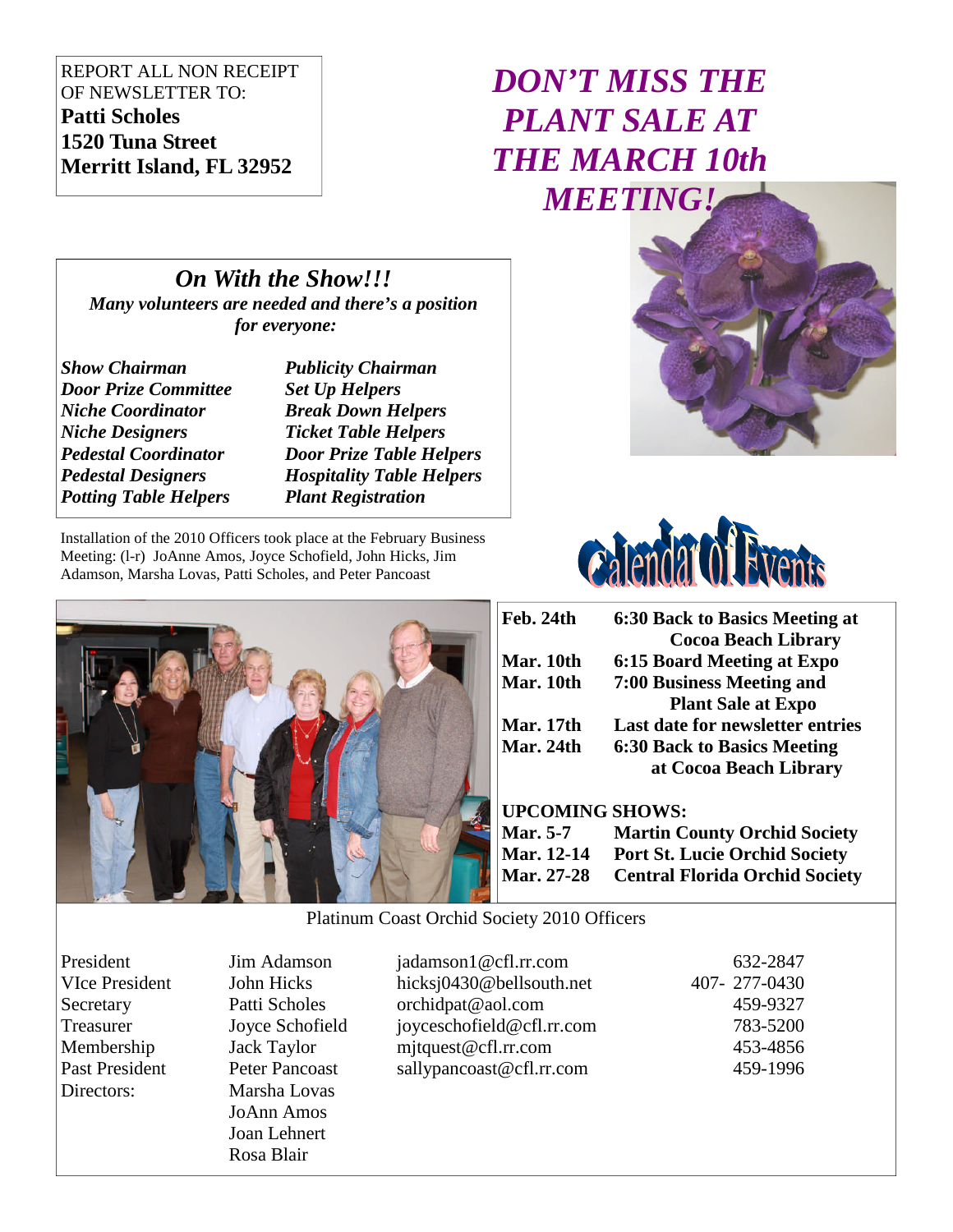REPORT ALL NON RECEIPT OF NEWSLETTER TO:
**Patti Scholes**
**1520 Tuna Street**
**Merritt Island, FL 32952**

# *DON'T MISS THE PLANT SALE AT THE MARCH 10th MEETING!*

## *On With the Show!!!*

***Many volunteers are needed and there's a position for everyone:***

| | |
|---|---|
| ***Show Chairman*** | ***Publicity Chairman*** |
| ***Door Prize Committee*** | ***Set Up Helpers*** |
| ***Niche Coordinator*** | ***Break Down Helpers*** |
| ***Niche Designers*** | ***Ticket Table Helpers*** |
| ***Pedestal Coordinator*** | ***Door Prize Table Helpers*** |
| ***Pedestal Designers*** | ***Hospitality Table Helpers*** |
| ***Potting Table Helpers*** | ***Plant Registration*** |

Installation of the 2010 Officers took place at the February Business Meeting: (l-r) JoAnne Amos, Joyce Schofield, John Hicks, Jim Adamson, Marsha Lovas, Patti Scholes, and Peter Pancoast

## Calendar of Events

| | |
|---|---|
| **Feb. 24th** | **6:30 Back to Basics Meeting at Cocoa Beach Library** |
| **Mar. 10th** | **6:15 Board Meeting at Expo** |
| **Mar. 10th** | **7:00 Business Meeting and Plant Sale at Expo** |
| **Mar. 17th** | **Last date for newsletter entries** |
| **Mar. 24th** | **6:30 Back to Basics Meeting at Cocoa Beach Library** |

**UPCOMING SHOWS:**

| | |
|---|---|
| **Mar. 5-7** | **Martin County Orchid Society** |
| **Mar. 12-14** | **Port St. Lucie Orchid Society** |
| **Mar. 27-28** | **Central Florida Orchid Society** |

Platinum Coast Orchid Society 2010 Officers

| | | | |
|---|---|---|---|
| President | Jim Adamson | jadamson1@cfl.rr.com | 632-2847 |
| VIce President | John Hicks | hicksj0430@bellsouth.net | 407- 277-0430 |
| Secretary | Patti Scholes | orchidpat@aol.com | 459-9327 |
| Treasurer | Joyce Schofield | joyceschofield@cfl.rr.com | 783-5200 |
| Membership | Jack Taylor | mjtquest@cfl.rr.com | 453-4856 |
| Past President | Peter Pancoast | sallypancoast@cfl.rr.com | 459-1996 |
| Directors: | Marsha Lovas | | |
| | JoAnn Amos | | |
| | Joan Lehnert | | |
| | Rosa Blair | | |